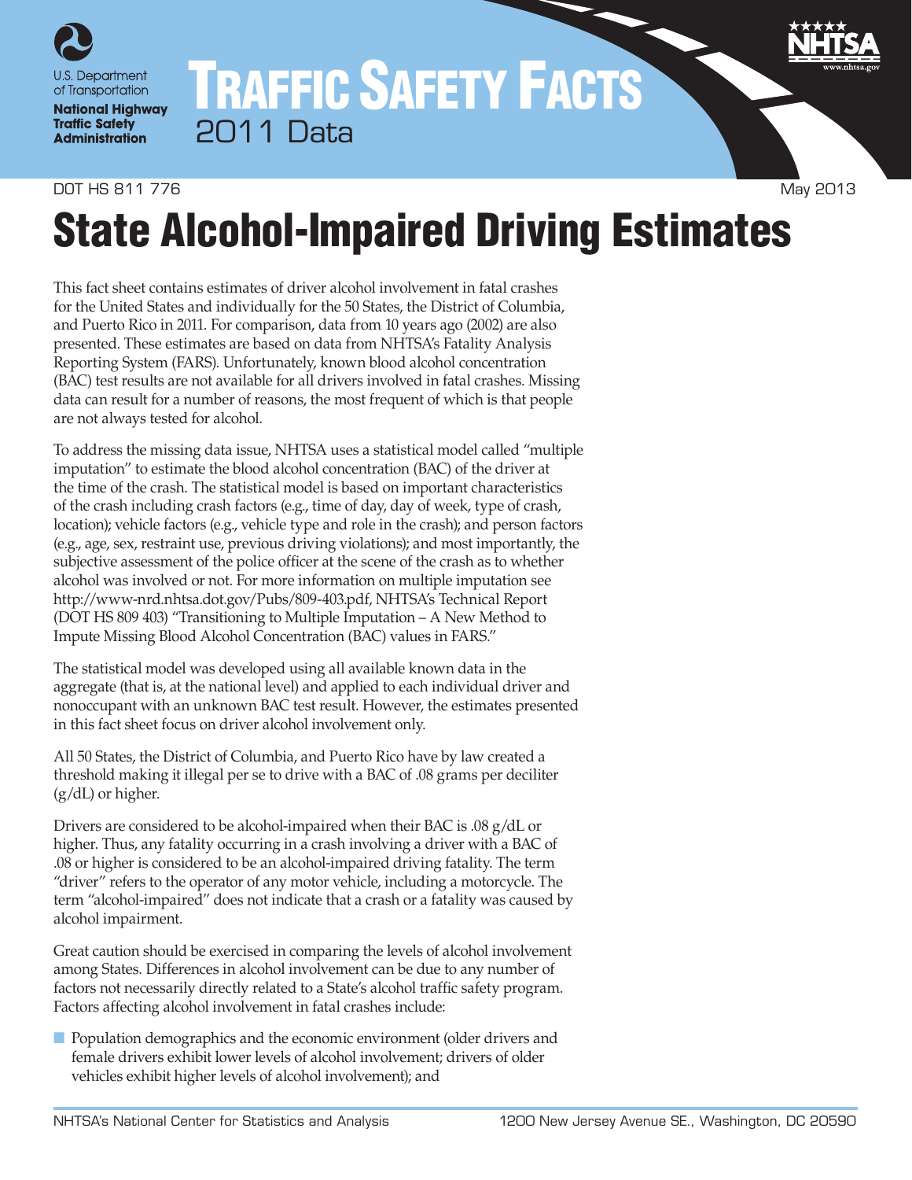U.S. Department of Transportation
**National Highway Traffic Safety Administration**

# TRAFFIC SAFETY FACTS
## 2011 Data

DOT HS 811 776 May 2013

# State Alcohol-Impaired Driving Estimates

This fact sheet contains estimates of driver alcohol involvement in fatal crashes for the United States and individually for the 50 States, the District of Columbia, and Puerto Rico in 2011. For comparison, data from 10 years ago (2002) are also presented. These estimates are based on data from NHTSA's Fatality Analysis Reporting System (FARS). Unfortunately, known blood alcohol concentration (BAC) test results are not available for all drivers involved in fatal crashes. Missing data can result for a number of reasons, the most frequent of which is that people are not always tested for alcohol.

To address the missing data issue, NHTSA uses a statistical model called "multiple imputation" to estimate the blood alcohol concentration (BAC) of the driver at the time of the crash. The statistical model is based on important characteristics of the crash including crash factors (e.g., time of day, day of week, type of crash, location); vehicle factors (e.g., vehicle type and role in the crash); and person factors (e.g., age, sex, restraint use, previous driving violations); and most importantly, the subjective assessment of the police officer at the scene of the crash as to whether alcohol was involved or not. For more information on multiple imputation see http://www-nrd.nhtsa.dot.gov/Pubs/809-403.pdf, NHTSA's Technical Report (DOT HS 809 403) "Transitioning to Multiple Imputation – A New Method to Impute Missing Blood Alcohol Concentration (BAC) values in FARS."

The statistical model was developed using all available known data in the aggregate (that is, at the national level) and applied to each individual driver and nonoccupant with an unknown BAC test result. However, the estimates presented in this fact sheet focus on driver alcohol involvement only.

All 50 States, the District of Columbia, and Puerto Rico have by law created a threshold making it illegal per se to drive with a BAC of .08 grams per deciliter (g/dL) or higher.

Drivers are considered to be alcohol-impaired when their BAC is .08 g/dL or higher. Thus, any fatality occurring in a crash involving a driver with a BAC of .08 or higher is considered to be an alcohol-impaired driving fatality. The term "driver" refers to the operator of any motor vehicle, including a motorcycle. The term "alcohol-impaired" does not indicate that a crash or a fatality was caused by alcohol impairment.

Great caution should be exercised in comparing the levels of alcohol involvement among States. Differences in alcohol involvement can be due to any number of factors not necessarily directly related to a State's alcohol traffic safety program. Factors affecting alcohol involvement in fatal crashes include:

- Population demographics and the economic environment (older drivers and female drivers exhibit lower levels of alcohol involvement; drivers of older vehicles exhibit higher levels of alcohol involvement); and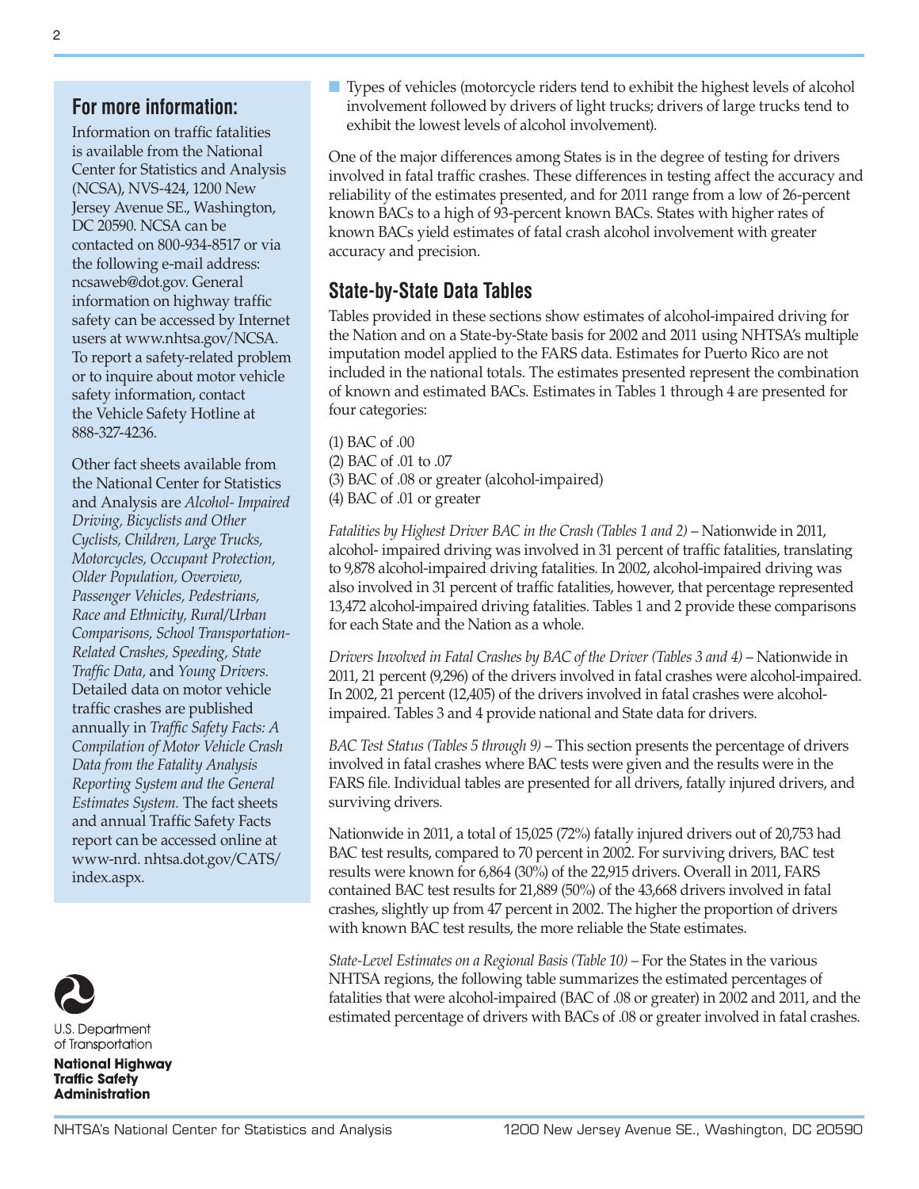## For more information:

Information on traffic fatalities is available from the National Center for Statistics and Analysis (NCSA), NVS-424, 1200 New Jersey Avenue SE., Washington, DC 20590. NCSA can be contacted on 800-934-8517 or via the following e-mail address: ncsaweb@dot.gov. General information on highway traffic safety can be accessed by Internet users at www.nhtsa.gov/NCSA. To report a safety-related problem or to inquire about motor vehicle safety information, contact the Vehicle Safety Hotline at 888-327-4236.

Other fact sheets available from the National Center for Statistics and Analysis are *Alcohol- Impaired Driving, Bicyclists and Other Cyclists, Children, Large Trucks, Motorcycles, Occupant Protection, Older Population, Overview, Passenger Vehicles, Pedestrians, Race and Ethnicity, Rural/Urban Comparisons, School Transportation-Related Crashes, Speeding, State Traffic Data,* and *Young Drivers.* Detailed data on motor vehicle traffic crashes are published annually in *Traffic Safety Facts: A Compilation of Motor Vehicle Crash Data from the Fatality Analysis Reporting System and the General Estimates System.* The fact sheets and annual Traffic Safety Facts report can be accessed online at www-nrd. nhtsa.gov/CATS/ index.aspx.

U.S. Department of Transportation

**National Highway Traffic Safety Administration**

- Types of vehicles (motorcycle riders tend to exhibit the highest levels of alcohol involvement followed by drivers of light trucks; drivers of large trucks tend to exhibit the lowest levels of alcohol involvement).

One of the major differences among States is in the degree of testing for drivers involved in fatal traffic crashes. These differences in testing affect the accuracy and reliability of the estimates presented, and for 2011 range from a low of 26-percent known BACs to a high of 93-percent known BACs. States with higher rates of known BACs yield estimates of fatal crash alcohol involvement with greater accuracy and precision.

## State-by-State Data Tables

Tables provided in these sections show estimates of alcohol-impaired driving for the Nation and on a State-by-State basis for 2002 and 2011 using NHTSA's multiple imputation model applied to the FARS data. Estimates for Puerto Rico are not included in the national totals. The estimates presented represent the combination of known and estimated BACs. Estimates in Tables 1 through 4 are presented for four categories:

(1) BAC of .00
(2) BAC of .01 to .07
(3) BAC of .08 or greater (alcohol-impaired)
(4) BAC of .01 or greater

*Fatalities by Highest Driver BAC in the Crash (Tables 1 and 2)* – Nationwide in 2011, alcohol- impaired driving was involved in 31 percent of traffic fatalities, translating to 9,878 alcohol-impaired driving fatalities. In 2002, alcohol-impaired driving was also involved in 31 percent of traffic fatalities, however, that percentage represented 13,472 alcohol-impaired driving fatalities. Tables 1 and 2 provide these comparisons for each State and the Nation as a whole.

*Drivers Involved in Fatal Crashes by BAC of the Driver (Tables 3 and 4)* – Nationwide in 2011, 21 percent (9,296) of the drivers involved in fatal crashes were alcohol-impaired. In 2002, 21 percent (12,405) of the drivers involved in fatal crashes were alcohol-impaired. Tables 3 and 4 provide national and State data for drivers.

*BAC Test Status (Tables 5 through 9)* – This section presents the percentage of drivers involved in fatal crashes where BAC tests were given and the results were in the FARS file. Individual tables are presented for all drivers, fatally injured drivers, and surviving drivers.

Nationwide in 2011, a total of 15,025 (72%) fatally injured drivers out of 20,753 had BAC test results, compared to 70 percent in 2002. For surviving drivers, BAC test results were known for 6,864 (30%) of the 22,915 drivers. Overall in 2011, FARS contained BAC test results for 21,889 (50%) of the 43,668 drivers involved in fatal crashes, slightly up from 47 percent in 2002. The higher the proportion of drivers with known BAC test results, the more reliable the State estimates.

*State-Level Estimates on a Regional Basis (Table 10)* – For the States in the various NHTSA regions, the following table summarizes the estimated percentages of fatalities that were alcohol-impaired (BAC of .08 or greater) in 2002 and 2011, and the estimated percentage of drivers with BACs of .08 or greater involved in fatal crashes.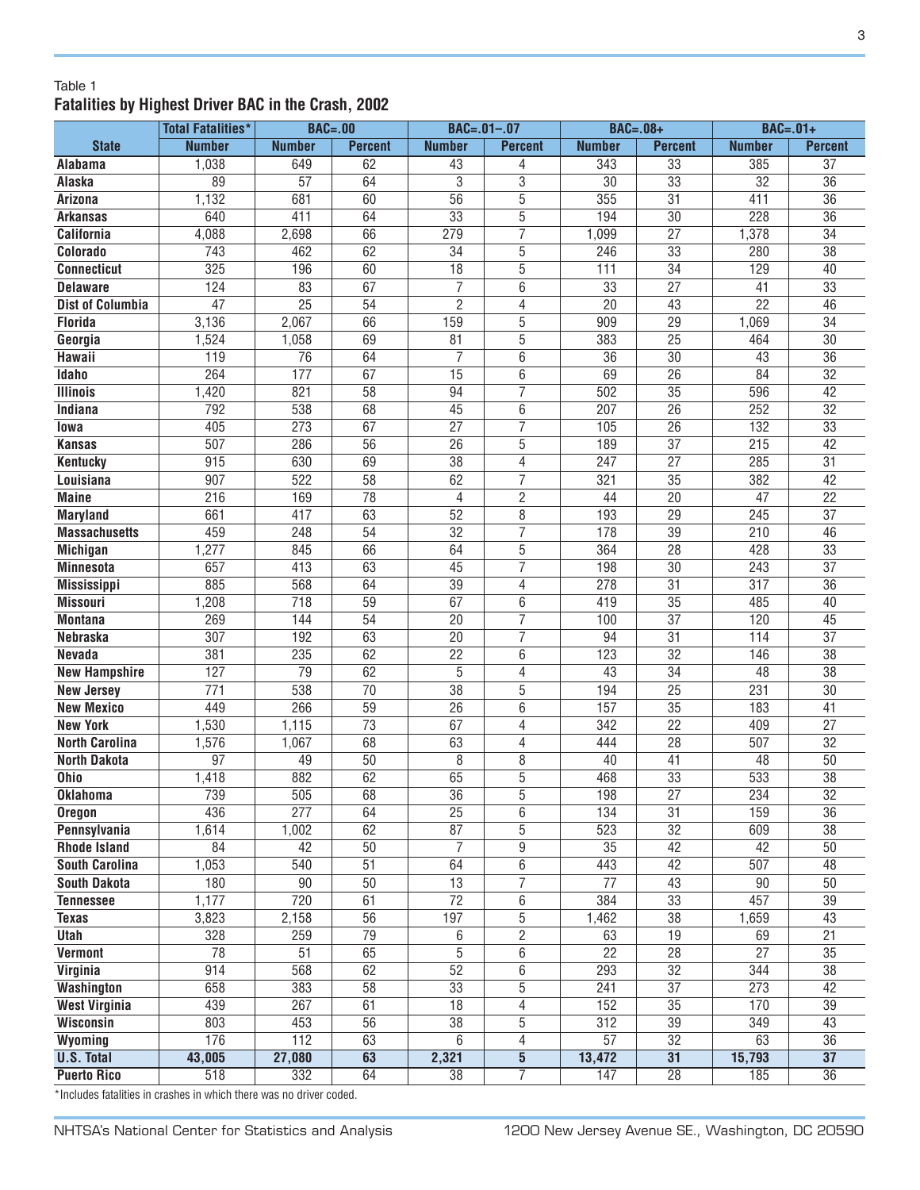Table 1

**Fatalities by Highest Driver BAC in the Crash, 2002**

| | Total Fatalities* | BAC=.00 | | BAC=.01–.07 | | BAC=.08+ | | BAC=.01+ | |
|---|---|---|---|---|---|---|---|---|---|
| **State** | **Number** | **Number** | **Percent** | **Number** | **Percent** | **Number** | **Percent** | **Number** | **Percent** |
| **Alabama** | 1,038 | 649 | 62 | 43 | 4 | 343 | 33 | 385 | 37 |
| **Alaska** | 89 | 57 | 64 | 3 | 3 | 30 | 33 | 32 | 36 |
| **Arizona** | 1,132 | 681 | 60 | 56 | 5 | 355 | 31 | 411 | 36 |
| **Arkansas** | 640 | 411 | 64 | 33 | 5 | 194 | 30 | 228 | 36 |
| **California** | 4,088 | 2,698 | 66 | 279 | 7 | 1,099 | 27 | 1,378 | 34 |
| **Colorado** | 743 | 462 | 62 | 34 | 5 | 246 | 33 | 280 | 38 |
| **Connecticut** | 325 | 196 | 60 | 18 | 5 | 111 | 34 | 129 | 40 |
| **Delaware** | 124 | 83 | 67 | 7 | 6 | 33 | 27 | 41 | 33 |
| **Dist of Columbia** | 47 | 25 | 54 | 2 | 4 | 20 | 43 | 22 | 46 |
| **Florida** | 3,136 | 2,067 | 66 | 159 | 5 | 909 | 29 | 1,069 | 34 |
| **Georgia** | 1,524 | 1,058 | 69 | 81 | 5 | 383 | 25 | 464 | 30 |
| **Hawaii** | 119 | 76 | 64 | 7 | 6 | 36 | 30 | 43 | 36 |
| **Idaho** | 264 | 177 | 67 | 15 | 6 | 69 | 26 | 84 | 32 |
| **Illinois** | 1,420 | 821 | 58 | 94 | 7 | 502 | 35 | 596 | 42 |
| **Indiana** | 792 | 538 | 68 | 45 | 6 | 207 | 26 | 252 | 32 |
| **Iowa** | 405 | 273 | 67 | 27 | 7 | 105 | 26 | 132 | 33 |
| **Kansas** | 507 | 286 | 56 | 26 | 5 | 189 | 37 | 215 | 42 |
| **Kentucky** | 915 | 630 | 69 | 38 | 4 | 247 | 27 | 285 | 31 |
| **Louisiana** | 907 | 522 | 58 | 62 | 7 | 321 | 35 | 382 | 42 |
| **Maine** | 216 | 169 | 78 | 4 | 2 | 44 | 20 | 47 | 22 |
| **Maryland** | 661 | 417 | 63 | 52 | 8 | 193 | 29 | 245 | 37 |
| **Massachusetts** | 459 | 248 | 54 | 32 | 7 | 178 | 39 | 210 | 46 |
| **Michigan** | 1,277 | 845 | 66 | 64 | 5 | 364 | 28 | 428 | 33 |
| **Minnesota** | 657 | 413 | 63 | 45 | 7 | 198 | 30 | 243 | 37 |
| **Mississippi** | 885 | 568 | 64 | 39 | 4 | 278 | 31 | 317 | 36 |
| **Missouri** | 1,208 | 718 | 59 | 67 | 6 | 419 | 35 | 485 | 40 |
| **Montana** | 269 | 144 | 54 | 20 | 7 | 100 | 37 | 120 | 45 |
| **Nebraska** | 307 | 192 | 63 | 20 | 7 | 94 | 31 | 114 | 37 |
| **Nevada** | 381 | 235 | 62 | 22 | 6 | 123 | 32 | 146 | 38 |
| **New Hampshire** | 127 | 79 | 62 | 5 | 4 | 43 | 34 | 48 | 38 |
| **New Jersey** | 771 | 538 | 70 | 38 | 5 | 194 | 25 | 231 | 30 |
| **New Mexico** | 449 | 266 | 59 | 26 | 6 | 157 | 35 | 183 | 41 |
| **New York** | 1,530 | 1,115 | 73 | 67 | 4 | 342 | 22 | 409 | 27 |
| **North Carolina** | 1,576 | 1,067 | 68 | 63 | 4 | 444 | 28 | 507 | 32 |
| **North Dakota** | 97 | 49 | 50 | 8 | 8 | 40 | 41 | 48 | 50 |
| **Ohio** | 1,418 | 882 | 62 | 65 | 5 | 468 | 33 | 533 | 38 |
| **Oklahoma** | 739 | 505 | 68 | 36 | 5 | 198 | 27 | 234 | 32 |
| **Oregon** | 436 | 277 | 64 | 25 | 6 | 134 | 31 | 159 | 36 |
| **Pennsylvania** | 1,614 | 1,002 | 62 | 87 | 5 | 523 | 32 | 609 | 38 |
| **Rhode Island** | 84 | 42 | 50 | 7 | 9 | 35 | 42 | 42 | 50 |
| **South Carolina** | 1,053 | 540 | 51 | 64 | 6 | 443 | 42 | 507 | 48 |
| **South Dakota** | 180 | 90 | 50 | 13 | 7 | 77 | 43 | 90 | 50 |
| **Tennessee** | 1,177 | 720 | 61 | 72 | 6 | 384 | 33 | 457 | 39 |
| **Texas** | 3,823 | 2,158 | 56 | 197 | 5 | 1,462 | 38 | 1,659 | 43 |
| **Utah** | 328 | 259 | 79 | 6 | 2 | 63 | 19 | 69 | 21 |
| **Vermont** | 78 | 51 | 65 | 5 | 6 | 22 | 28 | 27 | 35 |
| **Virginia** | 914 | 568 | 62 | 52 | 6 | 293 | 32 | 344 | 38 |
| **Washington** | 658 | 383 | 58 | 33 | 5 | 241 | 37 | 273 | 42 |
| **West Virginia** | 439 | 267 | 61 | 18 | 4 | 152 | 35 | 170 | 39 |
| **Wisconsin** | 803 | 453 | 56 | 38 | 5 | 312 | 39 | 349 | 43 |
| **Wyoming** | 176 | 112 | 63 | 6 | 4 | 57 | 32 | 63 | 36 |
| **U.S. Total** | **43,005** | **27,080** | **63** | **2,321** | **5** | **13,472** | **31** | **15,793** | **37** |
| **Puerto Rico** | 518 | 332 | 64 | 38 | 7 | 147 | 28 | 185 | 36 |

*Includes fatalities in crashes in which there was no driver coded.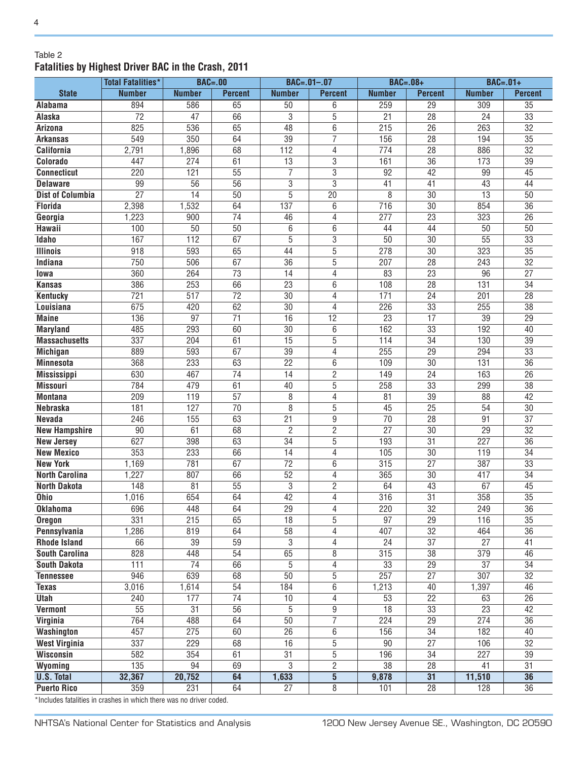Table 2

**Fatalities by Highest Driver BAC in the Crash, 2011**

| | Total Fatalities* | BAC=.00 | | BAC=.01–.07 | | BAC=.08+ | | BAC=.01+ | |
|---|---|---|---|---|---|---|---|---|---|
| **State** | **Number** | **Number** | **Percent** | **Number** | **Percent** | **Number** | **Percent** | **Number** | **Percent** |
| **Alabama** | 894 | 586 | 65 | 50 | 6 | 259 | 29 | 309 | 35 |
| **Alaska** | 72 | 47 | 66 | 3 | 5 | 21 | 28 | 24 | 33 |
| **Arizona** | 825 | 536 | 65 | 48 | 6 | 215 | 26 | 263 | 32 |
| **Arkansas** | 549 | 350 | 64 | 39 | 7 | 156 | 28 | 194 | 35 |
| **California** | 2,791 | 1,896 | 68 | 112 | 4 | 774 | 28 | 886 | 32 |
| **Colorado** | 447 | 274 | 61 | 13 | 3 | 161 | 36 | 173 | 39 |
| **Connecticut** | 220 | 121 | 55 | 7 | 3 | 92 | 42 | 99 | 45 |
| **Delaware** | 99 | 56 | 56 | 3 | 3 | 41 | 41 | 43 | 44 |
| **Dist of Columbia** | 27 | 14 | 50 | 5 | 20 | 8 | 30 | 13 | 50 |
| **Florida** | 2,398 | 1,532 | 64 | 137 | 6 | 716 | 30 | 854 | 36 |
| **Georgia** | 1,223 | 900 | 74 | 46 | 4 | 277 | 23 | 323 | 26 |
| **Hawaii** | 100 | 50 | 50 | 6 | 6 | 44 | 44 | 50 | 50 |
| **Idaho** | 167 | 112 | 67 | 5 | 3 | 50 | 30 | 55 | 33 |
| **Illinois** | 918 | 593 | 65 | 44 | 5 | 278 | 30 | 323 | 35 |
| **Indiana** | 750 | 506 | 67 | 36 | 5 | 207 | 28 | 243 | 32 |
| **Iowa** | 360 | 264 | 73 | 14 | 4 | 83 | 23 | 96 | 27 |
| **Kansas** | 386 | 253 | 66 | 23 | 6 | 108 | 28 | 131 | 34 |
| **Kentucky** | 721 | 517 | 72 | 30 | 4 | 171 | 24 | 201 | 28 |
| **Louisiana** | 675 | 420 | 62 | 30 | 4 | 226 | 33 | 255 | 38 |
| **Maine** | 136 | 97 | 71 | 16 | 12 | 23 | 17 | 39 | 29 |
| **Maryland** | 485 | 293 | 60 | 30 | 6 | 162 | 33 | 192 | 40 |
| **Massachusetts** | 337 | 204 | 61 | 15 | 5 | 114 | 34 | 130 | 39 |
| **Michigan** | 889 | 593 | 67 | 39 | 4 | 255 | 29 | 294 | 33 |
| **Minnesota** | 368 | 233 | 63 | 22 | 6 | 109 | 30 | 131 | 36 |
| **Mississippi** | 630 | 467 | 74 | 14 | 2 | 149 | 24 | 163 | 26 |
| **Missouri** | 784 | 479 | 61 | 40 | 5 | 258 | 33 | 299 | 38 |
| **Montana** | 209 | 119 | 57 | 8 | 4 | 81 | 39 | 88 | 42 |
| **Nebraska** | 181 | 127 | 70 | 8 | 5 | 45 | 25 | 54 | 30 |
| **Nevada** | 246 | 155 | 63 | 21 | 9 | 70 | 28 | 91 | 37 |
| **New Hampshire** | 90 | 61 | 68 | 2 | 2 | 27 | 30 | 29 | 32 |
| **New Jersey** | 627 | 398 | 63 | 34 | 5 | 193 | 31 | 227 | 36 |
| **New Mexico** | 353 | 233 | 66 | 14 | 4 | 105 | 30 | 119 | 34 |
| **New York** | 1,169 | 781 | 67 | 72 | 6 | 315 | 27 | 387 | 33 |
| **North Carolina** | 1,227 | 807 | 66 | 52 | 4 | 365 | 30 | 417 | 34 |
| **North Dakota** | 148 | 81 | 55 | 3 | 2 | 64 | 43 | 67 | 45 |
| **Ohio** | 1,016 | 654 | 64 | 42 | 4 | 316 | 31 | 358 | 35 |
| **Oklahoma** | 696 | 448 | 64 | 29 | 4 | 220 | 32 | 249 | 36 |
| **Oregon** | 331 | 215 | 65 | 18 | 5 | 97 | 29 | 116 | 35 |
| **Pennsylvania** | 1,286 | 819 | 64 | 58 | 4 | 407 | 32 | 464 | 36 |
| **Rhode Island** | 66 | 39 | 59 | 3 | 4 | 24 | 37 | 27 | 41 |
| **South Carolina** | 828 | 448 | 54 | 65 | 8 | 315 | 38 | 379 | 46 |
| **South Dakota** | 111 | 74 | 66 | 5 | 4 | 33 | 29 | 37 | 34 |
| **Tennessee** | 946 | 639 | 68 | 50 | 5 | 257 | 27 | 307 | 32 |
| **Texas** | 3,016 | 1,614 | 54 | 184 | 6 | 1,213 | 40 | 1,397 | 46 |
| **Utah** | 240 | 177 | 74 | 10 | 4 | 53 | 22 | 63 | 26 |
| **Vermont** | 55 | 31 | 56 | 5 | 9 | 18 | 33 | 23 | 42 |
| **Virginia** | 764 | 488 | 64 | 50 | 7 | 224 | 29 | 274 | 36 |
| **Washington** | 457 | 275 | 60 | 26 | 6 | 156 | 34 | 182 | 40 |
| **West Virginia** | 337 | 229 | 68 | 16 | 5 | 90 | 27 | 106 | 32 |
| **Wisconsin** | 582 | 354 | 61 | 31 | 5 | 196 | 34 | 227 | 39 |
| **Wyoming** | 135 | 94 | 69 | 3 | 2 | 38 | 28 | 41 | 31 |
| **U.S. Total** | **32,367** | **20,752** | **64** | **1,633** | **5** | **9,878** | **31** | **11,510** | **36** |
| **Puerto Rico** | 359 | 231 | 64 | 27 | 8 | 101 | 28 | 128 | 36 |

*Includes fatalities in crashes in which there was no driver coded.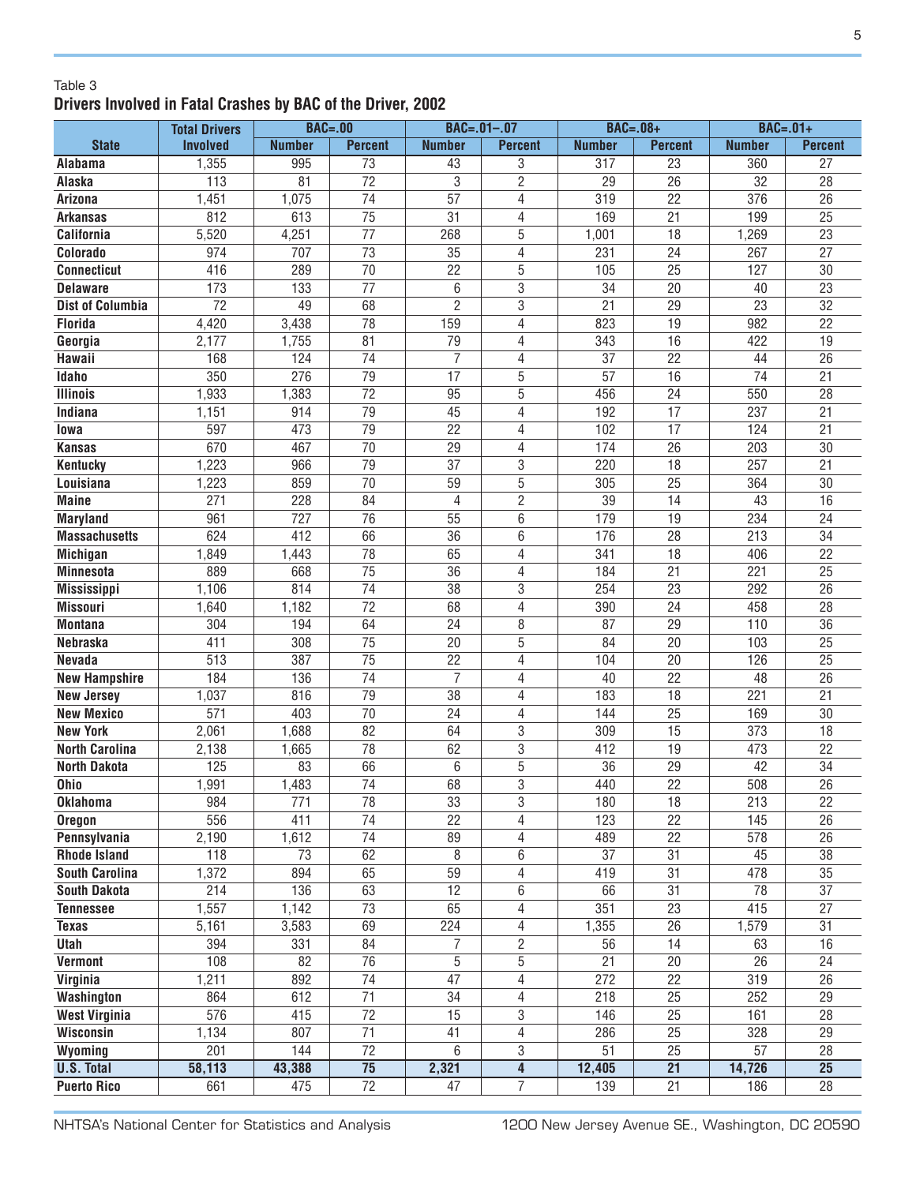Table 3

**Drivers Involved in Fatal Crashes by BAC of the Driver, 2002**

| State | Total Drivers Involved | BAC=.00 | | BAC=.01–.07 | | BAC=.08+ | | BAC=.01+ | |
|---|---|---|---|---|---|---|---|---|---|
| | | Number | Percent | Number | Percent | Number | Percent | Number | Percent |
| Alabama | 1,355 | 995 | 73 | 43 | 3 | 317 | 23 | 360 | 27 |
| Alaska | 113 | 81 | 72 | 3 | 2 | 29 | 26 | 32 | 28 |
| Arizona | 1,451 | 1,075 | 74 | 57 | 4 | 319 | 22 | 376 | 26 |
| Arkansas | 812 | 613 | 75 | 31 | 4 | 169 | 21 | 199 | 25 |
| California | 5,520 | 4,251 | 77 | 268 | 5 | 1,001 | 18 | 1,269 | 23 |
| Colorado | 974 | 707 | 73 | 35 | 4 | 231 | 24 | 267 | 27 |
| Connecticut | 416 | 289 | 70 | 22 | 5 | 105 | 25 | 127 | 30 |
| Delaware | 173 | 133 | 77 | 6 | 3 | 34 | 20 | 40 | 23 |
| Dist of Columbia | 72 | 49 | 68 | 2 | 3 | 21 | 29 | 23 | 32 |
| Florida | 4,420 | 3,438 | 78 | 159 | 4 | 823 | 19 | 982 | 22 |
| Georgia | 2,177 | 1,755 | 81 | 79 | 4 | 343 | 16 | 422 | 19 |
| Hawaii | 168 | 124 | 74 | 7 | 4 | 37 | 22 | 44 | 26 |
| Idaho | 350 | 276 | 79 | 17 | 5 | 57 | 16 | 74 | 21 |
| Illinois | 1,933 | 1,383 | 72 | 95 | 5 | 456 | 24 | 550 | 28 |
| Indiana | 1,151 | 914 | 79 | 45 | 4 | 192 | 17 | 237 | 21 |
| Iowa | 597 | 473 | 79 | 22 | 4 | 102 | 17 | 124 | 21 |
| Kansas | 670 | 467 | 70 | 29 | 4 | 174 | 26 | 203 | 30 |
| Kentucky | 1,223 | 966 | 79 | 37 | 3 | 220 | 18 | 257 | 21 |
| Louisiana | 1,223 | 859 | 70 | 59 | 5 | 305 | 25 | 364 | 30 |
| Maine | 271 | 228 | 84 | 4 | 2 | 39 | 14 | 43 | 16 |
| Maryland | 961 | 727 | 76 | 55 | 6 | 179 | 19 | 234 | 24 |
| Massachusetts | 624 | 412 | 66 | 36 | 6 | 176 | 28 | 213 | 34 |
| Michigan | 1,849 | 1,443 | 78 | 65 | 4 | 341 | 18 | 406 | 22 |
| Minnesota | 889 | 668 | 75 | 36 | 4 | 184 | 21 | 221 | 25 |
| Mississippi | 1,106 | 814 | 74 | 38 | 3 | 254 | 23 | 292 | 26 |
| Missouri | 1,640 | 1,182 | 72 | 68 | 4 | 390 | 24 | 458 | 28 |
| Montana | 304 | 194 | 64 | 24 | 8 | 87 | 29 | 110 | 36 |
| Nebraska | 411 | 308 | 75 | 20 | 5 | 84 | 20 | 103 | 25 |
| Nevada | 513 | 387 | 75 | 22 | 4 | 104 | 20 | 126 | 25 |
| New Hampshire | 184 | 136 | 74 | 7 | 4 | 40 | 22 | 48 | 26 |
| New Jersey | 1,037 | 816 | 79 | 38 | 4 | 183 | 18 | 221 | 21 |
| New Mexico | 571 | 403 | 70 | 24 | 4 | 144 | 25 | 169 | 30 |
| New York | 2,061 | 1,688 | 82 | 64 | 3 | 309 | 15 | 373 | 18 |
| North Carolina | 2,138 | 1,665 | 78 | 62 | 3 | 412 | 19 | 473 | 22 |
| North Dakota | 125 | 83 | 66 | 6 | 5 | 36 | 29 | 42 | 34 |
| Ohio | 1,991 | 1,483 | 74 | 68 | 3 | 440 | 22 | 508 | 26 |
| Oklahoma | 984 | 771 | 78 | 33 | 3 | 180 | 18 | 213 | 22 |
| Oregon | 556 | 411 | 74 | 22 | 4 | 123 | 22 | 145 | 26 |
| Pennsylvania | 2,190 | 1,612 | 74 | 89 | 4 | 489 | 22 | 578 | 26 |
| Rhode Island | 118 | 73 | 62 | 8 | 6 | 37 | 31 | 45 | 38 |
| South Carolina | 1,372 | 894 | 65 | 59 | 4 | 419 | 31 | 478 | 35 |
| South Dakota | 214 | 136 | 63 | 12 | 6 | 66 | 31 | 78 | 37 |
| Tennessee | 1,557 | 1,142 | 73 | 65 | 4 | 351 | 23 | 415 | 27 |
| Texas | 5,161 | 3,583 | 69 | 224 | 4 | 1,355 | 26 | 1,579 | 31 |
| Utah | 394 | 331 | 84 | 7 | 2 | 56 | 14 | 63 | 16 |
| Vermont | 108 | 82 | 76 | 5 | 5 | 21 | 20 | 26 | 24 |
| Virginia | 1,211 | 892 | 74 | 47 | 4 | 272 | 22 | 319 | 26 |
| Washington | 864 | 612 | 71 | 34 | 4 | 218 | 25 | 252 | 29 |
| West Virginia | 576 | 415 | 72 | 15 | 3 | 146 | 25 | 161 | 28 |
| Wisconsin | 1,134 | 807 | 71 | 41 | 4 | 286 | 25 | 328 | 29 |
| Wyoming | 201 | 144 | 72 | 6 | 3 | 51 | 25 | 57 | 28 |
| **U.S. Total** | **58,113** | **43,388** | **75** | **2,321** | **4** | **12,405** | **21** | **14,726** | **25** |
| Puerto Rico | 661 | 475 | 72 | 47 | 7 | 139 | 21 | 186 | 28 |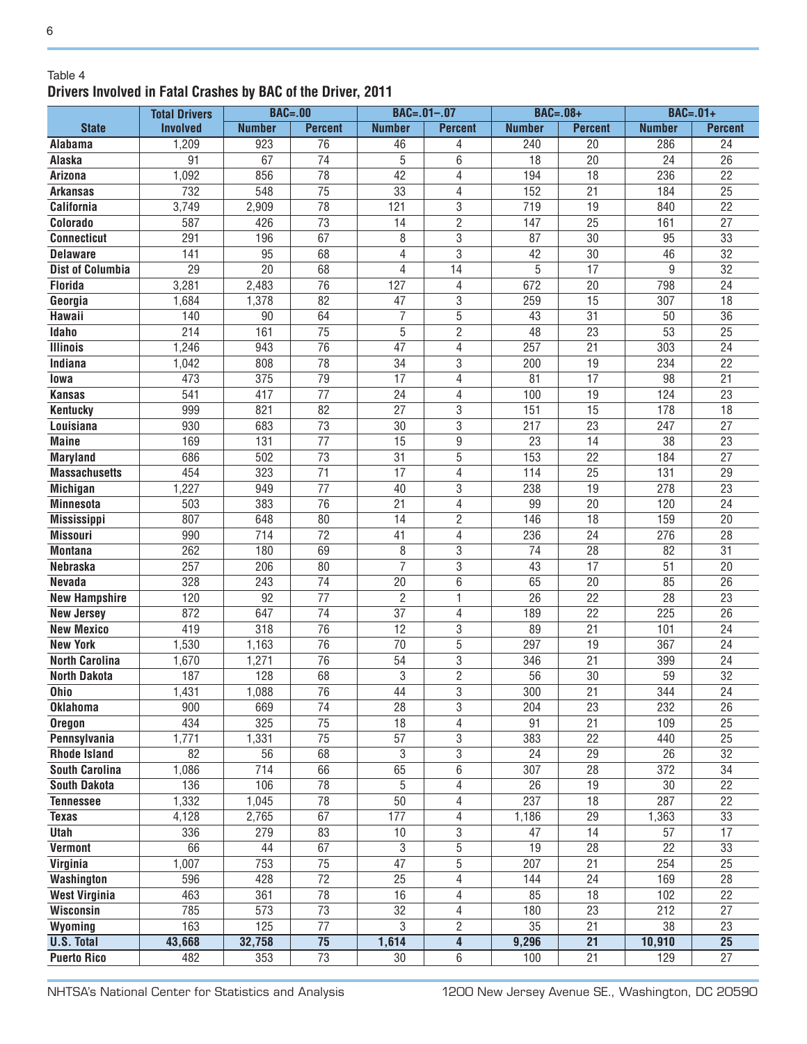Table 4

**Drivers Involved in Fatal Crashes by BAC of the Driver, 2011**

| State | Total Drivers Involved | BAC=.00 | | BAC=.01–.07 | | BAC=.08+ | | BAC=.01+ | |
|---|---|---|---|---|---|---|---|---|---|
| | | Number | Percent | Number | Percent | Number | Percent | Number | Percent |
| Alabama | 1,209 | 923 | 76 | 46 | 4 | 240 | 20 | 286 | 24 |
| Alaska | 91 | 67 | 74 | 5 | 6 | 18 | 20 | 24 | 26 |
| Arizona | 1,092 | 856 | 78 | 42 | 4 | 194 | 18 | 236 | 22 |
| Arkansas | 732 | 548 | 75 | 33 | 4 | 152 | 21 | 184 | 25 |
| California | 3,749 | 2,909 | 78 | 121 | 3 | 719 | 19 | 840 | 22 |
| Colorado | 587 | 426 | 73 | 14 | 2 | 147 | 25 | 161 | 27 |
| Connecticut | 291 | 196 | 67 | 8 | 3 | 87 | 30 | 95 | 33 |
| Delaware | 141 | 95 | 68 | 4 | 3 | 42 | 30 | 46 | 32 |
| Dist of Columbia | 29 | 20 | 68 | 4 | 14 | 5 | 17 | 9 | 32 |
| Florida | 3,281 | 2,483 | 76 | 127 | 4 | 672 | 20 | 798 | 24 |
| Georgia | 1,684 | 1,378 | 82 | 47 | 3 | 259 | 15 | 307 | 18 |
| Hawaii | 140 | 90 | 64 | 7 | 5 | 43 | 31 | 50 | 36 |
| Idaho | 214 | 161 | 75 | 5 | 2 | 48 | 23 | 53 | 25 |
| Illinois | 1,246 | 943 | 76 | 47 | 4 | 257 | 21 | 303 | 24 |
| Indiana | 1,042 | 808 | 78 | 34 | 3 | 200 | 19 | 234 | 22 |
| Iowa | 473 | 375 | 79 | 17 | 4 | 81 | 17 | 98 | 21 |
| Kansas | 541 | 417 | 77 | 24 | 4 | 100 | 19 | 124 | 23 |
| Kentucky | 999 | 821 | 82 | 27 | 3 | 151 | 15 | 178 | 18 |
| Louisiana | 930 | 683 | 73 | 30 | 3 | 217 | 23 | 247 | 27 |
| Maine | 169 | 131 | 77 | 15 | 9 | 23 | 14 | 38 | 23 |
| Maryland | 686 | 502 | 73 | 31 | 5 | 153 | 22 | 184 | 27 |
| Massachusetts | 454 | 323 | 71 | 17 | 4 | 114 | 25 | 131 | 29 |
| Michigan | 1,227 | 949 | 77 | 40 | 3 | 238 | 19 | 278 | 23 |
| Minnesota | 503 | 383 | 76 | 21 | 4 | 99 | 20 | 120 | 24 |
| Mississippi | 807 | 648 | 80 | 14 | 2 | 146 | 18 | 159 | 20 |
| Missouri | 990 | 714 | 72 | 41 | 4 | 236 | 24 | 276 | 28 |
| Montana | 262 | 180 | 69 | 8 | 3 | 74 | 28 | 82 | 31 |
| Nebraska | 257 | 206 | 80 | 7 | 3 | 43 | 17 | 51 | 20 |
| Nevada | 328 | 243 | 74 | 20 | 6 | 65 | 20 | 85 | 26 |
| New Hampshire | 120 | 92 | 77 | 2 | 1 | 26 | 22 | 28 | 23 |
| New Jersey | 872 | 647 | 74 | 37 | 4 | 189 | 22 | 225 | 26 |
| New Mexico | 419 | 318 | 76 | 12 | 3 | 89 | 21 | 101 | 24 |
| New York | 1,530 | 1,163 | 76 | 70 | 5 | 297 | 19 | 367 | 24 |
| North Carolina | 1,670 | 1,271 | 76 | 54 | 3 | 346 | 21 | 399 | 24 |
| North Dakota | 187 | 128 | 68 | 3 | 2 | 56 | 30 | 59 | 32 |
| Ohio | 1,431 | 1,088 | 76 | 44 | 3 | 300 | 21 | 344 | 24 |
| Oklahoma | 900 | 669 | 74 | 28 | 3 | 204 | 23 | 232 | 26 |
| Oregon | 434 | 325 | 75 | 18 | 4 | 91 | 21 | 109 | 25 |
| Pennsylvania | 1,771 | 1,331 | 75 | 57 | 3 | 383 | 22 | 440 | 25 |
| Rhode Island | 82 | 56 | 68 | 3 | 3 | 24 | 29 | 26 | 32 |
| South Carolina | 1,086 | 714 | 66 | 65 | 6 | 307 | 28 | 372 | 34 |
| South Dakota | 136 | 106 | 78 | 5 | 4 | 26 | 19 | 30 | 22 |
| Tennessee | 1,332 | 1,045 | 78 | 50 | 4 | 237 | 18 | 287 | 22 |
| Texas | 4,128 | 2,765 | 67 | 177 | 4 | 1,186 | 29 | 1,363 | 33 |
| Utah | 336 | 279 | 83 | 10 | 3 | 47 | 14 | 57 | 17 |
| Vermont | 66 | 44 | 67 | 3 | 5 | 19 | 28 | 22 | 33 |
| Virginia | 1,007 | 753 | 75 | 47 | 5 | 207 | 21 | 254 | 25 |
| Washington | 596 | 428 | 72 | 25 | 4 | 144 | 24 | 169 | 28 |
| West Virginia | 463 | 361 | 78 | 16 | 4 | 85 | 18 | 102 | 22 |
| Wisconsin | 785 | 573 | 73 | 32 | 4 | 180 | 23 | 212 | 27 |
| Wyoming | 163 | 125 | 77 | 3 | 2 | 35 | 21 | 38 | 23 |
| **U.S. Total** | **43,668** | **32,758** | **75** | **1,614** | **4** | **9,296** | **21** | **10,910** | **25** |
| Puerto Rico | 482 | 353 | 73 | 30 | 6 | 100 | 21 | 129 | 27 |

NHTSA's National Center for Statistics and Analysis 1200 New Jersey Avenue SE., Washington, DC 20590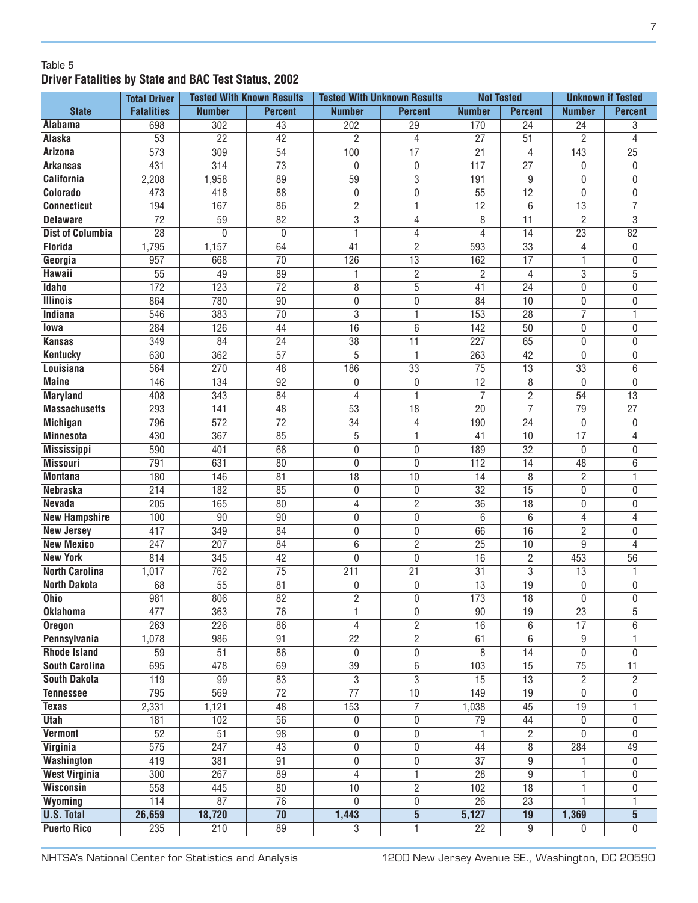Table 5

**Driver Fatalities by State and BAC Test Status, 2002**

| State | Total Driver Fatalities | Tested With Known Results | | Tested With Unknown Results | | Not Tested | | Unknown if Tested | |
|---|---|---|---|---|---|---|---|---|---|
| | | Number | Percent | Number | Percent | Number | Percent | Number | Percent |
| Alabama | 698 | 302 | 43 | 202 | 29 | 170 | 24 | 24 | 3 |
| Alaska | 53 | 22 | 42 | 2 | 4 | 27 | 51 | 2 | 4 |
| Arizona | 573 | 309 | 54 | 100 | 17 | 21 | 4 | 143 | 25 |
| Arkansas | 431 | 314 | 73 | 0 | 0 | 117 | 27 | 0 | 0 |
| California | 2,208 | 1,958 | 89 | 59 | 3 | 191 | 9 | 0 | 0 |
| Colorado | 473 | 418 | 88 | 0 | 0 | 55 | 12 | 0 | 0 |
| Connecticut | 194 | 167 | 86 | 2 | 1 | 12 | 6 | 13 | 7 |
| Delaware | 72 | 59 | 82 | 3 | 4 | 8 | 11 | 2 | 3 |
| Dist of Columbia | 28 | 0 | 0 | 1 | 4 | 4 | 14 | 23 | 82 |
| Florida | 1,795 | 1,157 | 64 | 41 | 2 | 593 | 33 | 4 | 0 |
| Georgia | 957 | 668 | 70 | 126 | 13 | 162 | 17 | 1 | 0 |
| Hawaii | 55 | 49 | 89 | 1 | 2 | 2 | 4 | 3 | 5 |
| Idaho | 172 | 123 | 72 | 8 | 5 | 41 | 24 | 0 | 0 |
| Illinois | 864 | 780 | 90 | 0 | 0 | 84 | 10 | 0 | 0 |
| Indiana | 546 | 383 | 70 | 3 | 1 | 153 | 28 | 7 | 1 |
| Iowa | 284 | 126 | 44 | 16 | 6 | 142 | 50 | 0 | 0 |
| Kansas | 349 | 84 | 24 | 38 | 11 | 227 | 65 | 0 | 0 |
| Kentucky | 630 | 362 | 57 | 5 | 1 | 263 | 42 | 0 | 0 |
| Louisiana | 564 | 270 | 48 | 186 | 33 | 75 | 13 | 33 | 6 |
| Maine | 146 | 134 | 92 | 0 | 0 | 12 | 8 | 0 | 0 |
| Maryland | 408 | 343 | 84 | 4 | 1 | 7 | 2 | 54 | 13 |
| Massachusetts | 293 | 141 | 48 | 53 | 18 | 20 | 7 | 79 | 27 |
| Michigan | 796 | 572 | 72 | 34 | 4 | 190 | 24 | 0 | 0 |
| Minnesota | 430 | 367 | 85 | 5 | 1 | 41 | 10 | 17 | 4 |
| Mississippi | 590 | 401 | 68 | 0 | 0 | 189 | 32 | 0 | 0 |
| Missouri | 791 | 631 | 80 | 0 | 0 | 112 | 14 | 48 | 6 |
| Montana | 180 | 146 | 81 | 18 | 10 | 14 | 8 | 2 | 1 |
| Nebraska | 214 | 182 | 85 | 0 | 0 | 32 | 15 | 0 | 0 |
| Nevada | 205 | 165 | 80 | 4 | 2 | 36 | 18 | 0 | 0 |
| New Hampshire | 100 | 90 | 90 | 0 | 0 | 6 | 6 | 4 | 4 |
| New Jersey | 417 | 349 | 84 | 0 | 0 | 66 | 16 | 2 | 0 |
| New Mexico | 247 | 207 | 84 | 6 | 2 | 25 | 10 | 9 | 4 |
| New York | 814 | 345 | 42 | 0 | 0 | 16 | 2 | 453 | 56 |
| North Carolina | 1,017 | 762 | 75 | 211 | 21 | 31 | 3 | 13 | 1 |
| North Dakota | 68 | 55 | 81 | 0 | 0 | 13 | 19 | 0 | 0 |
| Ohio | 981 | 806 | 82 | 2 | 0 | 173 | 18 | 0 | 0 |
| Oklahoma | 477 | 363 | 76 | 1 | 0 | 90 | 19 | 23 | 5 |
| Oregon | 263 | 226 | 86 | 4 | 2 | 16 | 6 | 17 | 6 |
| Pennsylvania | 1,078 | 986 | 91 | 22 | 2 | 61 | 6 | 9 | 1 |
| Rhode Island | 59 | 51 | 86 | 0 | 0 | 8 | 14 | 0 | 0 |
| South Carolina | 695 | 478 | 69 | 39 | 6 | 103 | 15 | 75 | 11 |
| South Dakota | 119 | 99 | 83 | 3 | 3 | 15 | 13 | 2 | 2 |
| Tennessee | 795 | 569 | 72 | 77 | 10 | 149 | 19 | 0 | 0 |
| Texas | 2,331 | 1,121 | 48 | 153 | 7 | 1,038 | 45 | 19 | 1 |
| Utah | 181 | 102 | 56 | 0 | 0 | 79 | 44 | 0 | 0 |
| Vermont | 52 | 51 | 98 | 0 | 0 | 1 | 2 | 0 | 0 |
| Virginia | 575 | 247 | 43 | 0 | 0 | 44 | 8 | 284 | 49 |
| Washington | 419 | 381 | 91 | 0 | 0 | 37 | 9 | 1 | 0 |
| West Virginia | 300 | 267 | 89 | 4 | 1 | 28 | 9 | 1 | 0 |
| Wisconsin | 558 | 445 | 80 | 10 | 2 | 102 | 18 | 1 | 0 |
| Wyoming | 114 | 87 | 76 | 0 | 0 | 26 | 23 | 1 | 1 |
| **U.S. Total** | **26,659** | **18,720** | **70** | **1,443** | **5** | **5,127** | **19** | **1,369** | **5** |
| Puerto Rico | 235 | 210 | 89 | 3 | 1 | 22 | 9 | 0 | 0 |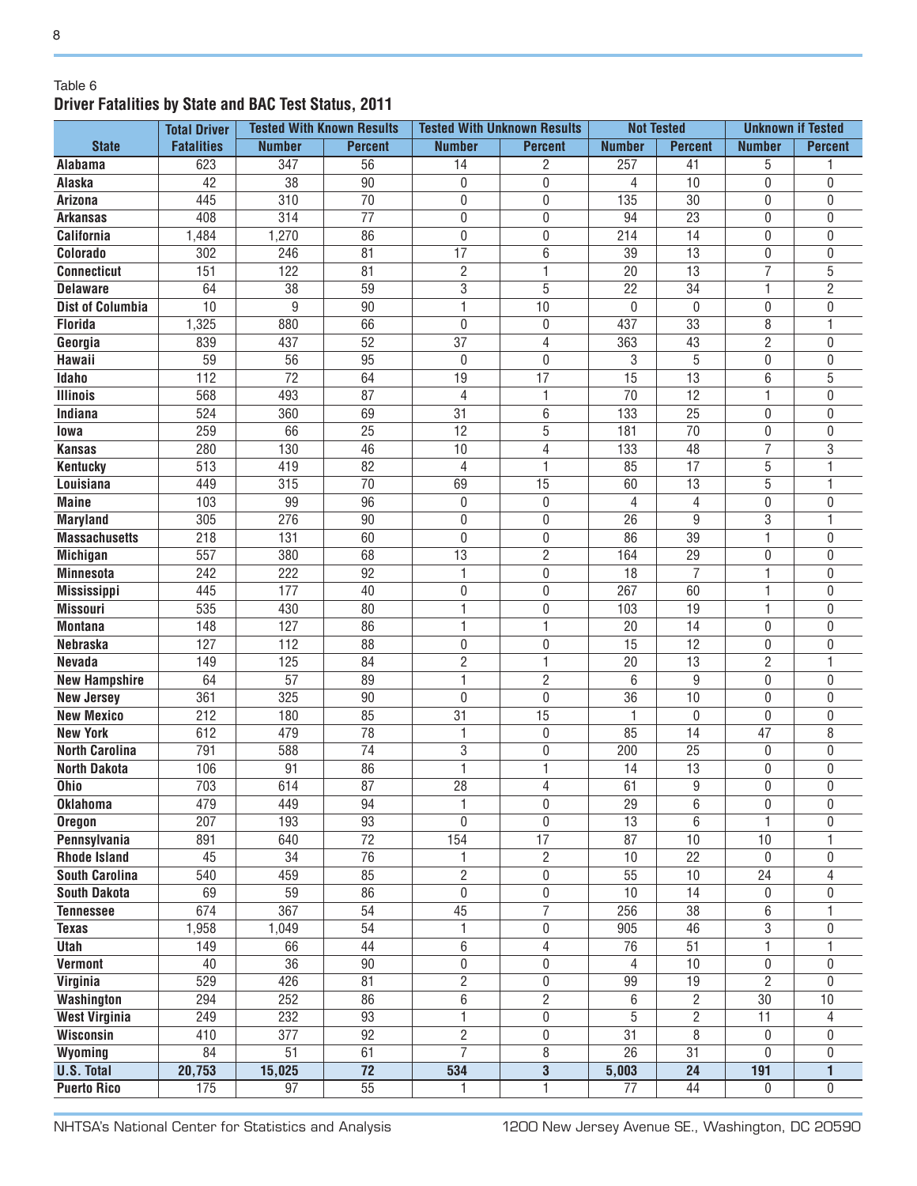Table 6

**Driver Fatalities by State and BAC Test Status, 2011**

| State | Total Driver Fatalities | Tested With Known Results | | Tested With Unknown Results | | Not Tested | | Unknown if Tested | |
|---|---|---|---|---|---|---|---|---|---|
| | | Number | Percent | Number | Percent | Number | Percent | Number | Percent |
| Alabama | 623 | 347 | 56 | 14 | 2 | 257 | 41 | 5 | 1 |
| Alaska | 42 | 38 | 90 | 0 | 0 | 4 | 10 | 0 | 0 |
| Arizona | 445 | 310 | 70 | 0 | 0 | 135 | 30 | 0 | 0 |
| Arkansas | 408 | 314 | 77 | 0 | 0 | 94 | 23 | 0 | 0 |
| California | 1,484 | 1,270 | 86 | 0 | 0 | 214 | 14 | 0 | 0 |
| Colorado | 302 | 246 | 81 | 17 | 6 | 39 | 13 | 0 | 0 |
| Connecticut | 151 | 122 | 81 | 2 | 1 | 20 | 13 | 7 | 5 |
| Delaware | 64 | 38 | 59 | 3 | 5 | 22 | 34 | 1 | 2 |
| Dist of Columbia | 10 | 9 | 90 | 1 | 10 | 0 | 0 | 0 | 0 |
| Florida | 1,325 | 880 | 66 | 0 | 0 | 437 | 33 | 8 | 1 |
| Georgia | 839 | 437 | 52 | 37 | 4 | 363 | 43 | 2 | 0 |
| Hawaii | 59 | 56 | 95 | 0 | 0 | 3 | 5 | 0 | 0 |
| Idaho | 112 | 72 | 64 | 19 | 17 | 15 | 13 | 6 | 5 |
| Illinois | 568 | 493 | 87 | 4 | 1 | 70 | 12 | 1 | 0 |
| Indiana | 524 | 360 | 69 | 31 | 6 | 133 | 25 | 0 | 0 |
| Iowa | 259 | 66 | 25 | 12 | 5 | 181 | 70 | 0 | 0 |
| Kansas | 280 | 130 | 46 | 10 | 4 | 133 | 48 | 7 | 3 |
| Kentucky | 513 | 419 | 82 | 4 | 1 | 85 | 17 | 5 | 1 |
| Louisiana | 449 | 315 | 70 | 69 | 15 | 60 | 13 | 5 | 1 |
| Maine | 103 | 99 | 96 | 0 | 0 | 4 | 4 | 0 | 0 |
| Maryland | 305 | 276 | 90 | 0 | 0 | 26 | 9 | 3 | 1 |
| Massachusetts | 218 | 131 | 60 | 0 | 0 | 86 | 39 | 1 | 0 |
| Michigan | 557 | 380 | 68 | 13 | 2 | 164 | 29 | 0 | 0 |
| Minnesota | 242 | 222 | 92 | 1 | 0 | 18 | 7 | 1 | 0 |
| Mississippi | 445 | 177 | 40 | 0 | 0 | 267 | 60 | 1 | 0 |
| Missouri | 535 | 430 | 80 | 1 | 0 | 103 | 19 | 1 | 0 |
| Montana | 148 | 127 | 86 | 1 | 1 | 20 | 14 | 0 | 0 |
| Nebraska | 127 | 112 | 88 | 0 | 0 | 15 | 12 | 0 | 0 |
| Nevada | 149 | 125 | 84 | 2 | 1 | 20 | 13 | 2 | 1 |
| New Hampshire | 64 | 57 | 89 | 1 | 2 | 6 | 9 | 0 | 0 |
| New Jersey | 361 | 325 | 90 | 0 | 0 | 36 | 10 | 0 | 0 |
| New Mexico | 212 | 180 | 85 | 31 | 15 | 1 | 0 | 0 | 0 |
| New York | 612 | 479 | 78 | 1 | 0 | 85 | 14 | 47 | 8 |
| North Carolina | 791 | 588 | 74 | 3 | 0 | 200 | 25 | 0 | 0 |
| North Dakota | 106 | 91 | 86 | 1 | 1 | 14 | 13 | 0 | 0 |
| Ohio | 703 | 614 | 87 | 28 | 4 | 61 | 9 | 0 | 0 |
| Oklahoma | 479 | 449 | 94 | 1 | 0 | 29 | 6 | 0 | 0 |
| Oregon | 207 | 193 | 93 | 0 | 0 | 13 | 6 | 1 | 0 |
| Pennsylvania | 891 | 640 | 72 | 154 | 17 | 87 | 10 | 10 | 1 |
| Rhode Island | 45 | 34 | 76 | 1 | 2 | 10 | 22 | 0 | 0 |
| South Carolina | 540 | 459 | 85 | 2 | 0 | 55 | 10 | 24 | 4 |
| South Dakota | 69 | 59 | 86 | 0 | 0 | 10 | 14 | 0 | 0 |
| Tennessee | 674 | 367 | 54 | 45 | 7 | 256 | 38 | 6 | 1 |
| Texas | 1,958 | 1,049 | 54 | 1 | 0 | 905 | 46 | 3 | 0 |
| Utah | 149 | 66 | 44 | 6 | 4 | 76 | 51 | 1 | 1 |
| Vermont | 40 | 36 | 90 | 0 | 0 | 4 | 10 | 0 | 0 |
| Virginia | 529 | 426 | 81 | 2 | 0 | 99 | 19 | 2 | 0 |
| Washington | 294 | 252 | 86 | 6 | 2 | 6 | 2 | 30 | 10 |
| West Virginia | 249 | 232 | 93 | 1 | 0 | 5 | 2 | 11 | 4 |
| Wisconsin | 410 | 377 | 92 | 2 | 0 | 31 | 8 | 0 | 0 |
| Wyoming | 84 | 51 | 61 | 7 | 8 | 26 | 31 | 0 | 0 |
| **U.S. Total** | **20,753** | **15,025** | **72** | **534** | **3** | **5,003** | **24** | **191** | **1** |
| Puerto Rico | 175 | 97 | 55 | 1 | 1 | 77 | 44 | 0 | 0 |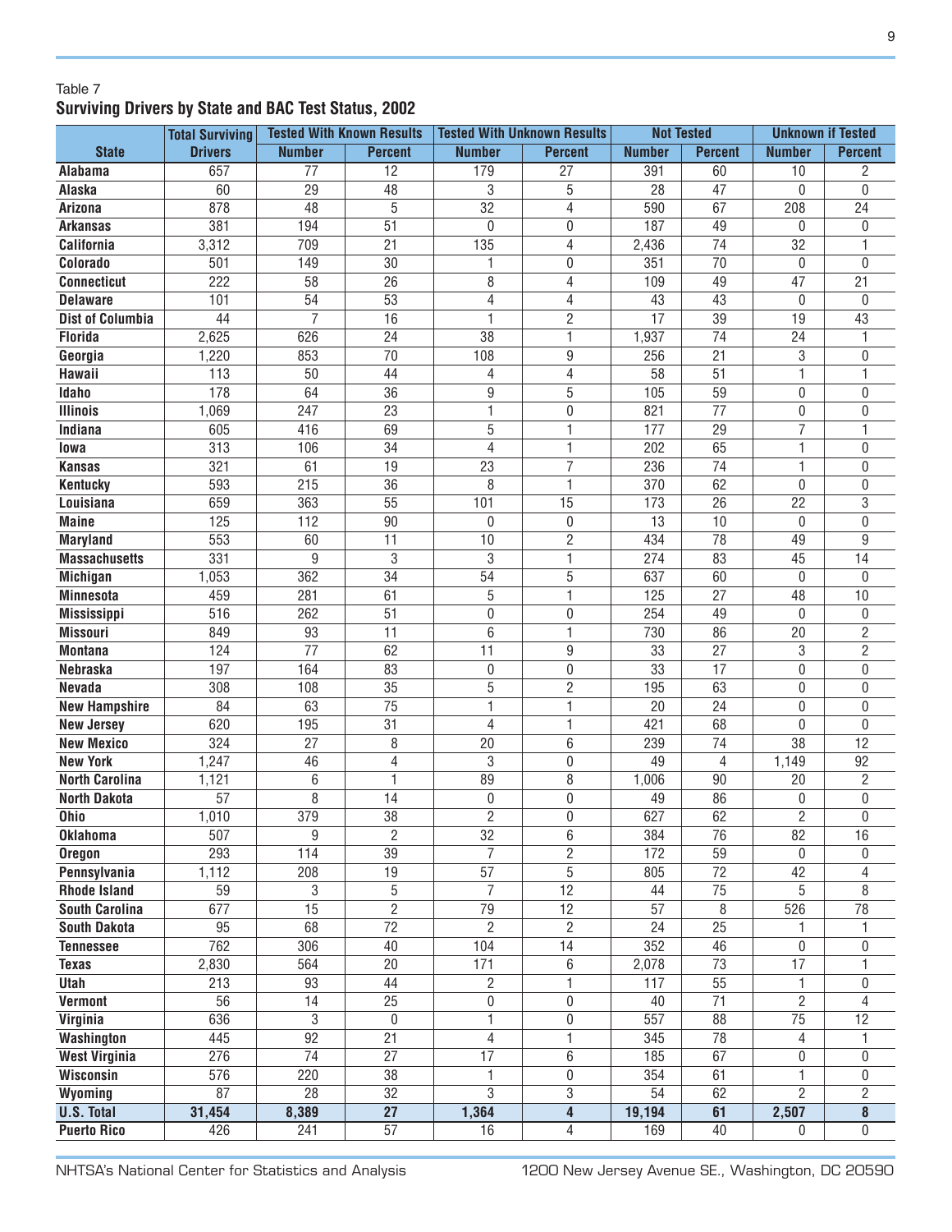Table 7

## Surviving Drivers by State and BAC Test Status, 2002

| State | Total Surviving Drivers | Tested With Known Results | | Tested With Unknown Results | | Not Tested | | Unknown if Tested | |
|---|---|---|---|---|---|---|---|---|---|
| | | Number | Percent | Number | Percent | Number | Percent | Number | Percent |
| **Alabama** | 657 | 77 | 12 | 179 | 27 | 391 | 60 | 10 | 2 |
| **Alaska** | 60 | 29 | 48 | 3 | 5 | 28 | 47 | 0 | 0 |
| **Arizona** | 878 | 48 | 5 | 32 | 4 | 590 | 67 | 208 | 24 |
| **Arkansas** | 381 | 194 | 51 | 0 | 0 | 187 | 49 | 0 | 0 |
| **California** | 3,312 | 709 | 21 | 135 | 4 | 2,436 | 74 | 32 | 1 |
| **Colorado** | 501 | 149 | 30 | 1 | 0 | 351 | 70 | 0 | 0 |
| **Connecticut** | 222 | 58 | 26 | 8 | 4 | 109 | 49 | 47 | 21 |
| **Delaware** | 101 | 54 | 53 | 4 | 4 | 43 | 43 | 0 | 0 |
| **Dist of Columbia** | 44 | 7 | 16 | 1 | 2 | 17 | 39 | 19 | 43 |
| **Florida** | 2,625 | 626 | 24 | 38 | 1 | 1,937 | 74 | 24 | 1 |
| **Georgia** | 1,220 | 853 | 70 | 108 | 9 | 256 | 21 | 3 | 0 |
| **Hawaii** | 113 | 50 | 44 | 4 | 4 | 58 | 51 | 1 | 1 |
| **Idaho** | 178 | 64 | 36 | 9 | 5 | 105 | 59 | 0 | 0 |
| **Illinois** | 1,069 | 247 | 23 | 1 | 0 | 821 | 77 | 0 | 0 |
| **Indiana** | 605 | 416 | 69 | 5 | 1 | 177 | 29 | 7 | 1 |
| **Iowa** | 313 | 106 | 34 | 4 | 1 | 202 | 65 | 1 | 0 |
| **Kansas** | 321 | 61 | 19 | 23 | 7 | 236 | 74 | 1 | 0 |
| **Kentucky** | 593 | 215 | 36 | 8 | 1 | 370 | 62 | 0 | 0 |
| **Louisiana** | 659 | 363 | 55 | 101 | 15 | 173 | 26 | 22 | 3 |
| **Maine** | 125 | 112 | 90 | 0 | 0 | 13 | 10 | 0 | 0 |
| **Maryland** | 553 | 60 | 11 | 10 | 2 | 434 | 78 | 49 | 9 |
| **Massachusetts** | 331 | 9 | 3 | 3 | 1 | 274 | 83 | 45 | 14 |
| **Michigan** | 1,053 | 362 | 34 | 54 | 5 | 637 | 60 | 0 | 0 |
| **Minnesota** | 459 | 281 | 61 | 5 | 1 | 125 | 27 | 48 | 10 |
| **Mississippi** | 516 | 262 | 51 | 0 | 0 | 254 | 49 | 0 | 0 |
| **Missouri** | 849 | 93 | 11 | 6 | 1 | 730 | 86 | 20 | 2 |
| **Montana** | 124 | 77 | 62 | 11 | 9 | 33 | 27 | 3 | 2 |
| **Nebraska** | 197 | 164 | 83 | 0 | 0 | 33 | 17 | 0 | 0 |
| **Nevada** | 308 | 108 | 35 | 5 | 2 | 195 | 63 | 0 | 0 |
| **New Hampshire** | 84 | 63 | 75 | 1 | 1 | 20 | 24 | 0 | 0 |
| **New Jersey** | 620 | 195 | 31 | 4 | 1 | 421 | 68 | 0 | 0 |
| **New Mexico** | 324 | 27 | 8 | 20 | 6 | 239 | 74 | 38 | 12 |
| **New York** | 1,247 | 46 | 4 | 3 | 0 | 49 | 4 | 1,149 | 92 |
| **North Carolina** | 1,121 | 6 | 1 | 89 | 8 | 1,006 | 90 | 20 | 2 |
| **North Dakota** | 57 | 8 | 14 | 0 | 0 | 49 | 86 | 0 | 0 |
| **Ohio** | 1,010 | 379 | 38 | 2 | 0 | 627 | 62 | 2 | 0 |
| **Oklahoma** | 507 | 9 | 2 | 32 | 6 | 384 | 76 | 82 | 16 |
| **Oregon** | 293 | 114 | 39 | 7 | 2 | 172 | 59 | 0 | 0 |
| **Pennsylvania** | 1,112 | 208 | 19 | 57 | 5 | 805 | 72 | 42 | 4 |
| **Rhode Island** | 59 | 3 | 5 | 7 | 12 | 44 | 75 | 5 | 8 |
| **South Carolina** | 677 | 15 | 2 | 79 | 12 | 57 | 8 | 526 | 78 |
| **South Dakota** | 95 | 68 | 72 | 2 | 2 | 24 | 25 | 1 | 1 |
| **Tennessee** | 762 | 306 | 40 | 104 | 14 | 352 | 46 | 0 | 0 |
| **Texas** | 2,830 | 564 | 20 | 171 | 6 | 2,078 | 73 | 17 | 1 |
| **Utah** | 213 | 93 | 44 | 2 | 1 | 117 | 55 | 1 | 0 |
| **Vermont** | 56 | 14 | 25 | 0 | 0 | 40 | 71 | 2 | 4 |
| **Virginia** | 636 | 3 | 0 | 1 | 0 | 557 | 88 | 75 | 12 |
| **Washington** | 445 | 92 | 21 | 4 | 1 | 345 | 78 | 4 | 1 |
| **West Virginia** | 276 | 74 | 27 | 17 | 6 | 185 | 67 | 0 | 0 |
| **Wisconsin** | 576 | 220 | 38 | 1 | 0 | 354 | 61 | 1 | 0 |
| **Wyoming** | 87 | 28 | 32 | 3 | 3 | 54 | 62 | 2 | 2 |
| **U.S. Total** | **31,454** | **8,389** | **27** | **1,364** | **4** | **19,194** | **61** | **2,507** | **8** |
| **Puerto Rico** | 426 | 241 | 57 | 16 | 4 | 169 | 40 | 0 | 0 |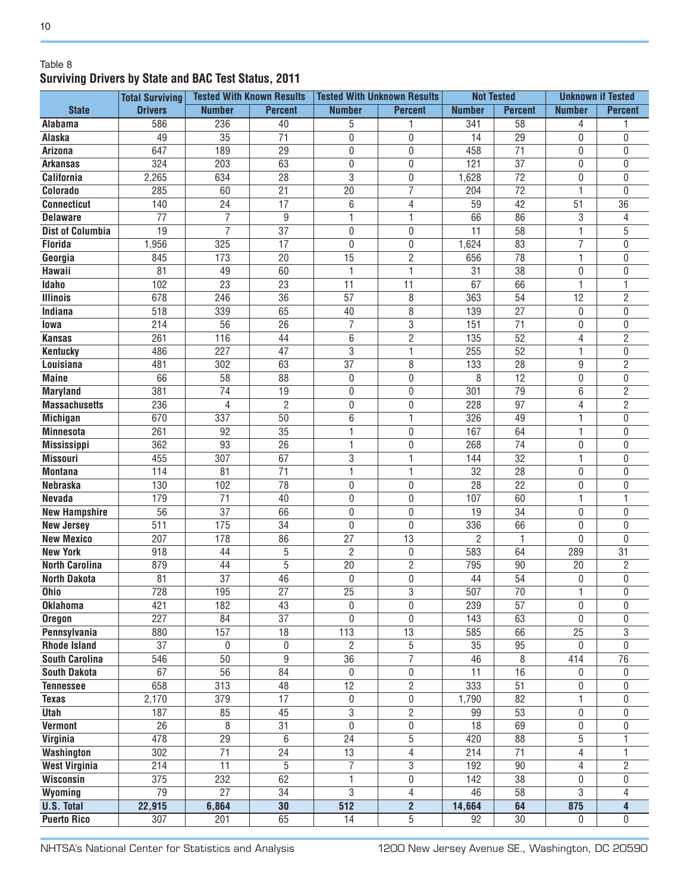Table 8

**Surviving Drivers by State and BAC Test Status, 2011**

| State | Total Surviving Drivers | Tested With Known Results | | Tested With Unknown Results | | Not Tested | | Unknown if Tested | |
|---|---|---|---|---|---|---|---|---|---|
| | | Number | Percent | Number | Percent | Number | Percent | Number | Percent |
| Alabama | 586 | 236 | 40 | 5 | 1 | 341 | 58 | 4 | 1 |
| Alaska | 49 | 35 | 71 | 0 | 0 | 14 | 29 | 0 | 0 |
| Arizona | 647 | 189 | 29 | 0 | 0 | 458 | 71 | 0 | 0 |
| Arkansas | 324 | 203 | 63 | 0 | 0 | 121 | 37 | 0 | 0 |
| California | 2,265 | 634 | 28 | 3 | 0 | 1,628 | 72 | 0 | 0 |
| Colorado | 285 | 60 | 21 | 20 | 7 | 204 | 72 | 1 | 0 |
| Connecticut | 140 | 24 | 17 | 6 | 4 | 59 | 42 | 51 | 36 |
| Delaware | 77 | 7 | 9 | 1 | 1 | 66 | 86 | 3 | 4 |
| Dist of Columbia | 19 | 7 | 37 | 0 | 0 | 11 | 58 | 1 | 5 |
| Florida | 1,956 | 325 | 17 | 0 | 0 | 1,624 | 83 | 7 | 0 |
| Georgia | 845 | 173 | 20 | 15 | 2 | 656 | 78 | 1 | 0 |
| Hawaii | 81 | 49 | 60 | 1 | 1 | 31 | 38 | 0 | 0 |
| Idaho | 102 | 23 | 23 | 11 | 11 | 67 | 66 | 1 | 1 |
| Illinois | 678 | 246 | 36 | 57 | 8 | 363 | 54 | 12 | 2 |
| Indiana | 518 | 339 | 65 | 40 | 8 | 139 | 27 | 0 | 0 |
| Iowa | 214 | 56 | 26 | 7 | 3 | 151 | 71 | 0 | 0 |
| Kansas | 261 | 116 | 44 | 6 | 2 | 135 | 52 | 4 | 2 |
| Kentucky | 486 | 227 | 47 | 3 | 1 | 255 | 52 | 1 | 0 |
| Louisiana | 481 | 302 | 63 | 37 | 8 | 133 | 28 | 9 | 2 |
| Maine | 66 | 58 | 88 | 0 | 0 | 8 | 12 | 0 | 0 |
| Maryland | 381 | 74 | 19 | 0 | 0 | 301 | 79 | 6 | 2 |
| Massachusetts | 236 | 4 | 2 | 0 | 0 | 228 | 97 | 4 | 2 |
| Michigan | 670 | 337 | 50 | 6 | 1 | 326 | 49 | 1 | 0 |
| Minnesota | 261 | 92 | 35 | 1 | 0 | 167 | 64 | 1 | 0 |
| Mississippi | 362 | 93 | 26 | 1 | 0 | 268 | 74 | 0 | 0 |
| Missouri | 455 | 307 | 67 | 3 | 1 | 144 | 32 | 1 | 0 |
| Montana | 114 | 81 | 71 | 1 | 1 | 32 | 28 | 0 | 0 |
| Nebraska | 130 | 102 | 78 | 0 | 0 | 28 | 22 | 0 | 0 |
| Nevada | 179 | 71 | 40 | 0 | 0 | 107 | 60 | 1 | 1 |
| New Hampshire | 56 | 37 | 66 | 0 | 0 | 19 | 34 | 0 | 0 |
| New Jersey | 511 | 175 | 34 | 0 | 0 | 336 | 66 | 0 | 0 |
| New Mexico | 207 | 178 | 86 | 27 | 13 | 2 | 1 | 0 | 0 |
| New York | 918 | 44 | 5 | 2 | 0 | 583 | 64 | 289 | 31 |
| North Carolina | 879 | 44 | 5 | 20 | 2 | 795 | 90 | 20 | 2 |
| North Dakota | 81 | 37 | 46 | 0 | 0 | 44 | 54 | 0 | 0 |
| Ohio | 728 | 195 | 27 | 25 | 3 | 507 | 70 | 1 | 0 |
| Oklahoma | 421 | 182 | 43 | 0 | 0 | 239 | 57 | 0 | 0 |
| Oregon | 227 | 84 | 37 | 0 | 0 | 143 | 63 | 0 | 0 |
| Pennsylvania | 880 | 157 | 18 | 113 | 13 | 585 | 66 | 25 | 3 |
| Rhode Island | 37 | 0 | 0 | 2 | 5 | 35 | 95 | 0 | 0 |
| South Carolina | 546 | 50 | 9 | 36 | 7 | 46 | 8 | 414 | 76 |
| South Dakota | 67 | 56 | 84 | 0 | 0 | 11 | 16 | 0 | 0 |
| Tennessee | 658 | 313 | 48 | 12 | 2 | 333 | 51 | 0 | 0 |
| Texas | 2,170 | 379 | 17 | 0 | 0 | 1,790 | 82 | 1 | 0 |
| Utah | 187 | 85 | 45 | 3 | 2 | 99 | 53 | 0 | 0 |
| Vermont | 26 | 8 | 31 | 0 | 0 | 18 | 69 | 0 | 0 |
| Virginia | 478 | 29 | 6 | 24 | 5 | 420 | 88 | 5 | 1 |
| Washington | 302 | 71 | 24 | 13 | 4 | 214 | 71 | 4 | 1 |
| West Virginia | 214 | 11 | 5 | 7 | 3 | 192 | 90 | 4 | 2 |
| Wisconsin | 375 | 232 | 62 | 1 | 0 | 142 | 38 | 0 | 0 |
| Wyoming | 79 | 27 | 34 | 3 | 4 | 46 | 58 | 3 | 4 |
| **U.S. Total** | **22,915** | **6,864** | **30** | **512** | **2** | **14,664** | **64** | **875** | **4** |
| Puerto Rico | 307 | 201 | 65 | 14 | 5 | 92 | 30 | 0 | 0 |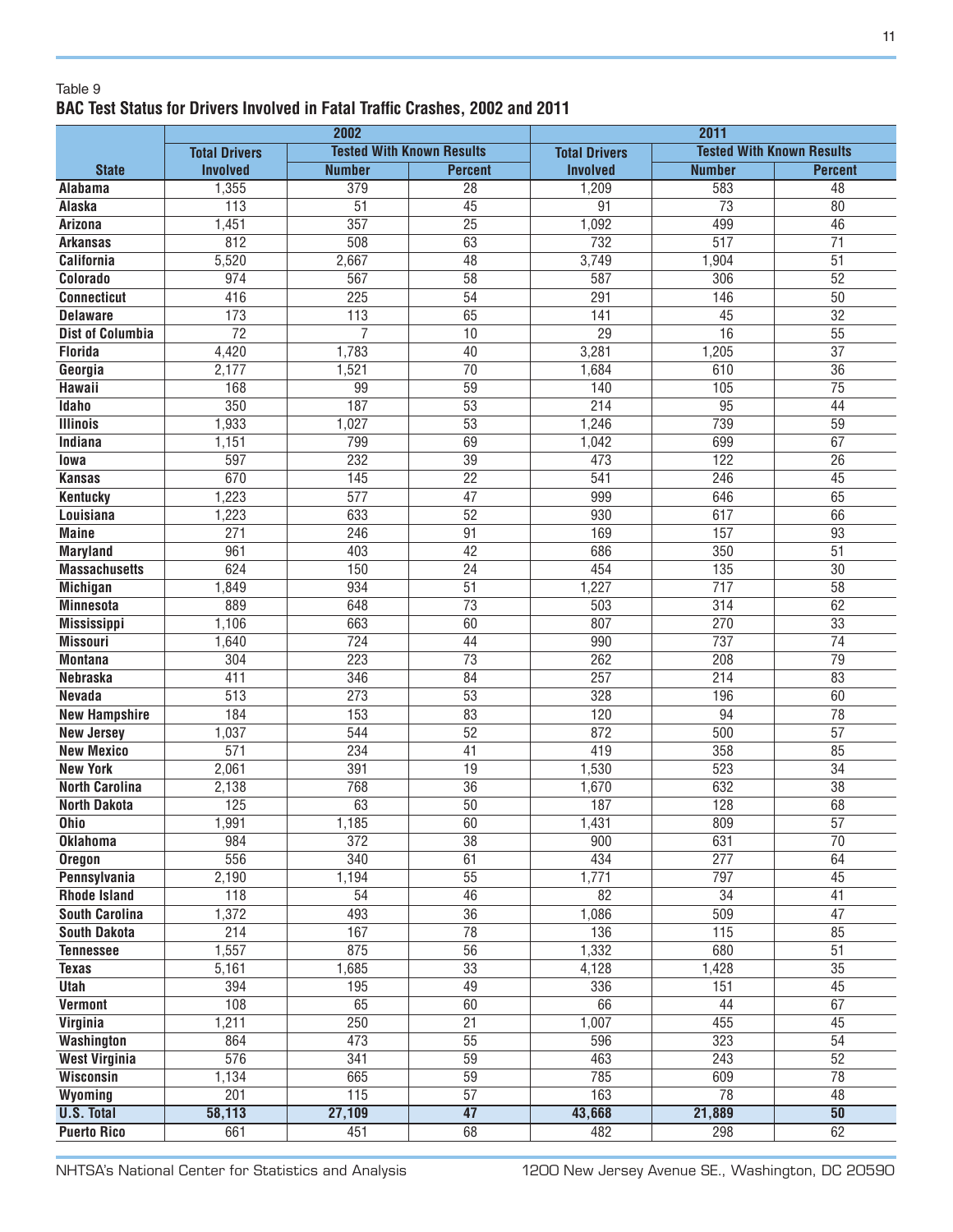Table 9

**BAC Test Status for Drivers Involved in Fatal Traffic Crashes, 2002 and 2011**

| | 2002 | | | 2011 | | |
|---|---|---|---|---|---|---|
| | Total Drivers | Tested With Known Results | | Total Drivers | Tested With Known Results | |
| **State** | **Involved** | **Number** | **Percent** | **Involved** | **Number** | **Percent** |
| **Alabama** | 1,355 | 379 | 28 | 1,209 | 583 | 48 |
| **Alaska** | 113 | 51 | 45 | 91 | 73 | 80 |
| **Arizona** | 1,451 | 357 | 25 | 1,092 | 499 | 46 |
| **Arkansas** | 812 | 508 | 63 | 732 | 517 | 71 |
| **California** | 5,520 | 2,667 | 48 | 3,749 | 1,904 | 51 |
| **Colorado** | 974 | 567 | 58 | 587 | 306 | 52 |
| **Connecticut** | 416 | 225 | 54 | 291 | 146 | 50 |
| **Delaware** | 173 | 113 | 65 | 141 | 45 | 32 |
| **Dist of Columbia** | 72 | 7 | 10 | 29 | 16 | 55 |
| **Florida** | 4,420 | 1,783 | 40 | 3,281 | 1,205 | 37 |
| **Georgia** | 2,177 | 1,521 | 70 | 1,684 | 610 | 36 |
| **Hawaii** | 168 | 99 | 59 | 140 | 105 | 75 |
| **Idaho** | 350 | 187 | 53 | 214 | 95 | 44 |
| **Illinois** | 1,933 | 1,027 | 53 | 1,246 | 739 | 59 |
| **Indiana** | 1,151 | 799 | 69 | 1,042 | 699 | 67 |
| **Iowa** | 597 | 232 | 39 | 473 | 122 | 26 |
| **Kansas** | 670 | 145 | 22 | 541 | 246 | 45 |
| **Kentucky** | 1,223 | 577 | 47 | 999 | 646 | 65 |
| **Louisiana** | 1,223 | 633 | 52 | 930 | 617 | 66 |
| **Maine** | 271 | 246 | 91 | 169 | 157 | 93 |
| **Maryland** | 961 | 403 | 42 | 686 | 350 | 51 |
| **Massachusetts** | 624 | 150 | 24 | 454 | 135 | 30 |
| **Michigan** | 1,849 | 934 | 51 | 1,227 | 717 | 58 |
| **Minnesota** | 889 | 648 | 73 | 503 | 314 | 62 |
| **Mississippi** | 1,106 | 663 | 60 | 807 | 270 | 33 |
| **Missouri** | 1,640 | 724 | 44 | 990 | 737 | 74 |
| **Montana** | 304 | 223 | 73 | 262 | 208 | 79 |
| **Nebraska** | 411 | 346 | 84 | 257 | 214 | 83 |
| **Nevada** | 513 | 273 | 53 | 328 | 196 | 60 |
| **New Hampshire** | 184 | 153 | 83 | 120 | 94 | 78 |
| **New Jersey** | 1,037 | 544 | 52 | 872 | 500 | 57 |
| **New Mexico** | 571 | 234 | 41 | 419 | 358 | 85 |
| **New York** | 2,061 | 391 | 19 | 1,530 | 523 | 34 |
| **North Carolina** | 2,138 | 768 | 36 | 1,670 | 632 | 38 |
| **North Dakota** | 125 | 63 | 50 | 187 | 128 | 68 |
| **Ohio** | 1,991 | 1,185 | 60 | 1,431 | 809 | 57 |
| **Oklahoma** | 984 | 372 | 38 | 900 | 631 | 70 |
| **Oregon** | 556 | 340 | 61 | 434 | 277 | 64 |
| **Pennsylvania** | 2,190 | 1,194 | 55 | 1,771 | 797 | 45 |
| **Rhode Island** | 118 | 54 | 46 | 82 | 34 | 41 |
| **South Carolina** | 1,372 | 493 | 36 | 1,086 | 509 | 47 |
| **South Dakota** | 214 | 167 | 78 | 136 | 115 | 85 |
| **Tennessee** | 1,557 | 875 | 56 | 1,332 | 680 | 51 |
| **Texas** | 5,161 | 1,685 | 33 | 4,128 | 1,428 | 35 |
| **Utah** | 394 | 195 | 49 | 336 | 151 | 45 |
| **Vermont** | 108 | 65 | 60 | 66 | 44 | 67 |
| **Virginia** | 1,211 | 250 | 21 | 1,007 | 455 | 45 |
| **Washington** | 864 | 473 | 55 | 596 | 323 | 54 |
| **West Virginia** | 576 | 341 | 59 | 463 | 243 | 52 |
| **Wisconsin** | 1,134 | 665 | 59 | 785 | 609 | 78 |
| **Wyoming** | 201 | 115 | 57 | 163 | 78 | 48 |
| **U.S. Total** | **58,113** | **27,109** | **47** | **43,668** | **21,889** | **50** |
| **Puerto Rico** | 661 | 451 | 68 | 482 | 298 | 62 |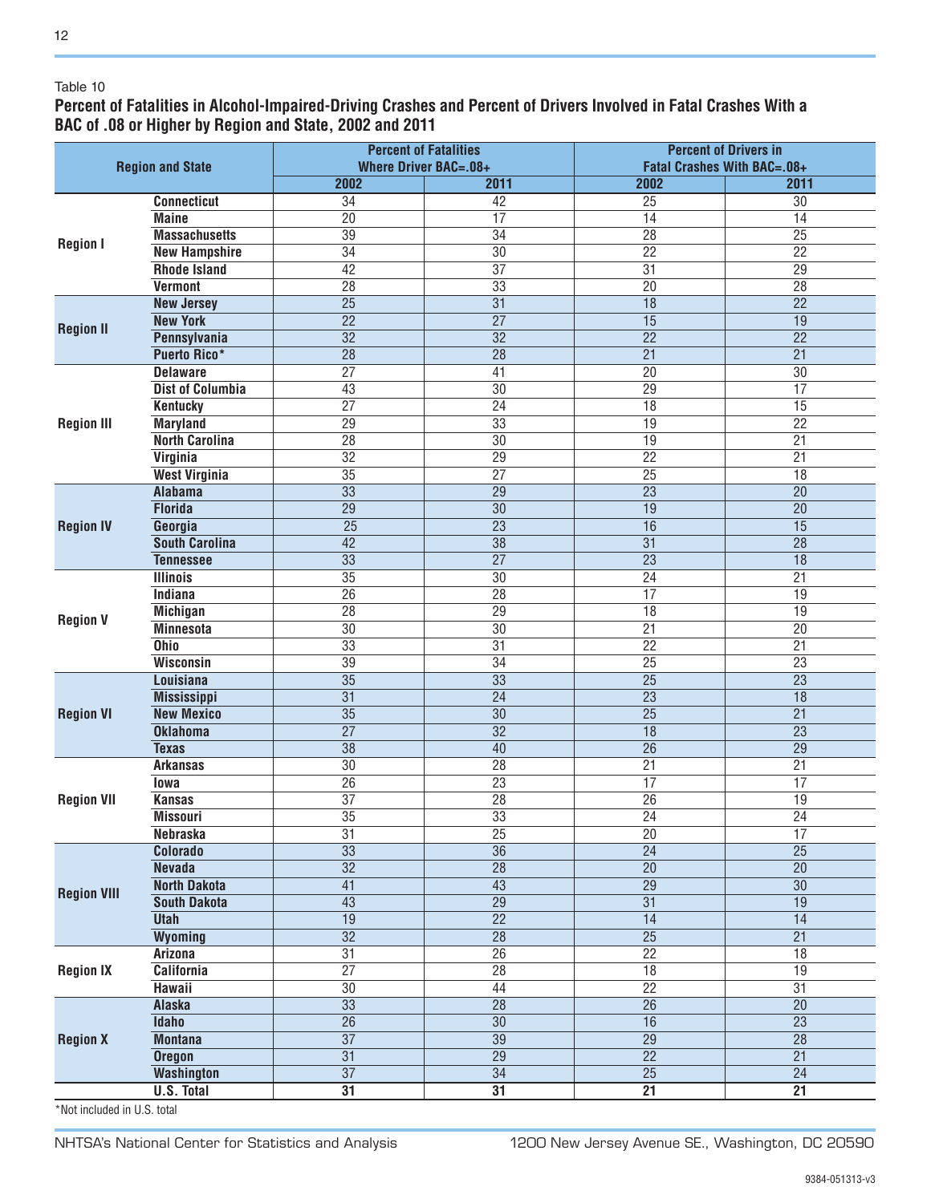Table 10

**Percent of Fatalities in Alcohol-Impaired-Driving Crashes and Percent of Drivers Involved in Fatal Crashes With a BAC of .08 or Higher by Region and State, 2002 and 2011**

| Region and State | | Percent of Fatalities Where Driver BAC=.08+ | | Percent of Drivers in Fatal Crashes With BAC=.08+ | |
|---|---|---|---|---|---|
| | | 2002 | 2011 | 2002 | 2011 |
| Region I | Connecticut | 34 | 42 | 25 | 30 |
| | Maine | 20 | 17 | 14 | 14 |
| | Massachusetts | 39 | 34 | 28 | 25 |
| | New Hampshire | 34 | 30 | 22 | 22 |
| | Rhode Island | 42 | 37 | 31 | 29 |
| | Vermont | 28 | 33 | 20 | 28 |
| Region II | New Jersey | 25 | 31 | 18 | 22 |
| | New York | 22 | 27 | 15 | 19 |
| | Pennsylvania | 32 | 32 | 22 | 22 |
| | Puerto Rico* | 28 | 28 | 21 | 21 |
| Region III | Delaware | 27 | 41 | 20 | 30 |
| | Dist of Columbia | 43 | 30 | 29 | 17 |
| | Kentucky | 27 | 24 | 18 | 15 |
| | Maryland | 29 | 33 | 19 | 22 |
| | North Carolina | 28 | 30 | 19 | 21 |
| | Virginia | 32 | 29 | 22 | 21 |
| | West Virginia | 35 | 27 | 25 | 18 |
| Region IV | Alabama | 33 | 29 | 23 | 20 |
| | Florida | 29 | 30 | 19 | 20 |
| | Georgia | 25 | 23 | 16 | 15 |
| | South Carolina | 42 | 38 | 31 | 28 |
| | Tennessee | 33 | 27 | 23 | 18 |
| Region V | Illinois | 35 | 30 | 24 | 21 |
| | Indiana | 26 | 28 | 17 | 19 |
| | Michigan | 28 | 29 | 18 | 19 |
| | Minnesota | 30 | 30 | 21 | 20 |
| | Ohio | 33 | 31 | 22 | 21 |
| | Wisconsin | 39 | 34 | 25 | 23 |
| Region VI | Louisiana | 35 | 33 | 25 | 23 |
| | Mississippi | 31 | 24 | 23 | 18 |
| | New Mexico | 35 | 30 | 25 | 21 |
| | Oklahoma | 27 | 32 | 18 | 23 |
| | Texas | 38 | 40 | 26 | 29 |
| Region VII | Arkansas | 30 | 28 | 21 | 21 |
| | Iowa | 26 | 23 | 17 | 17 |
| | Kansas | 37 | 28 | 26 | 19 |
| | Missouri | 35 | 33 | 24 | 24 |
| | Nebraska | 31 | 25 | 20 | 17 |
| Region VIII | Colorado | 33 | 36 | 24 | 25 |
| | Nevada | 32 | 28 | 20 | 20 |
| | North Dakota | 41 | 43 | 29 | 30 |
| | South Dakota | 43 | 29 | 31 | 19 |
| | Utah | 19 | 22 | 14 | 14 |
| | Wyoming | 32 | 28 | 25 | 21 |
| Region IX | Arizona | 31 | 26 | 22 | 18 |
| | California | 27 | 28 | 18 | 19 |
| | Hawaii | 30 | 44 | 22 | 31 |
| Region X | Alaska | 33 | 28 | 26 | 20 |
| | Idaho | 26 | 30 | 16 | 23 |
| | Montana | 37 | 39 | 29 | 28 |
| | Oregon | 31 | 29 | 22 | 21 |
| | Washington | 37 | 34 | 25 | 24 |
| | **U.S. Total** | **31** | **31** | **21** | **21** |

*Not included in U.S. total

NHTSA's National Center for Statistics and Analysis    1200 New Jersey Avenue SE., Washington, DC 20590

9384-051313-v3